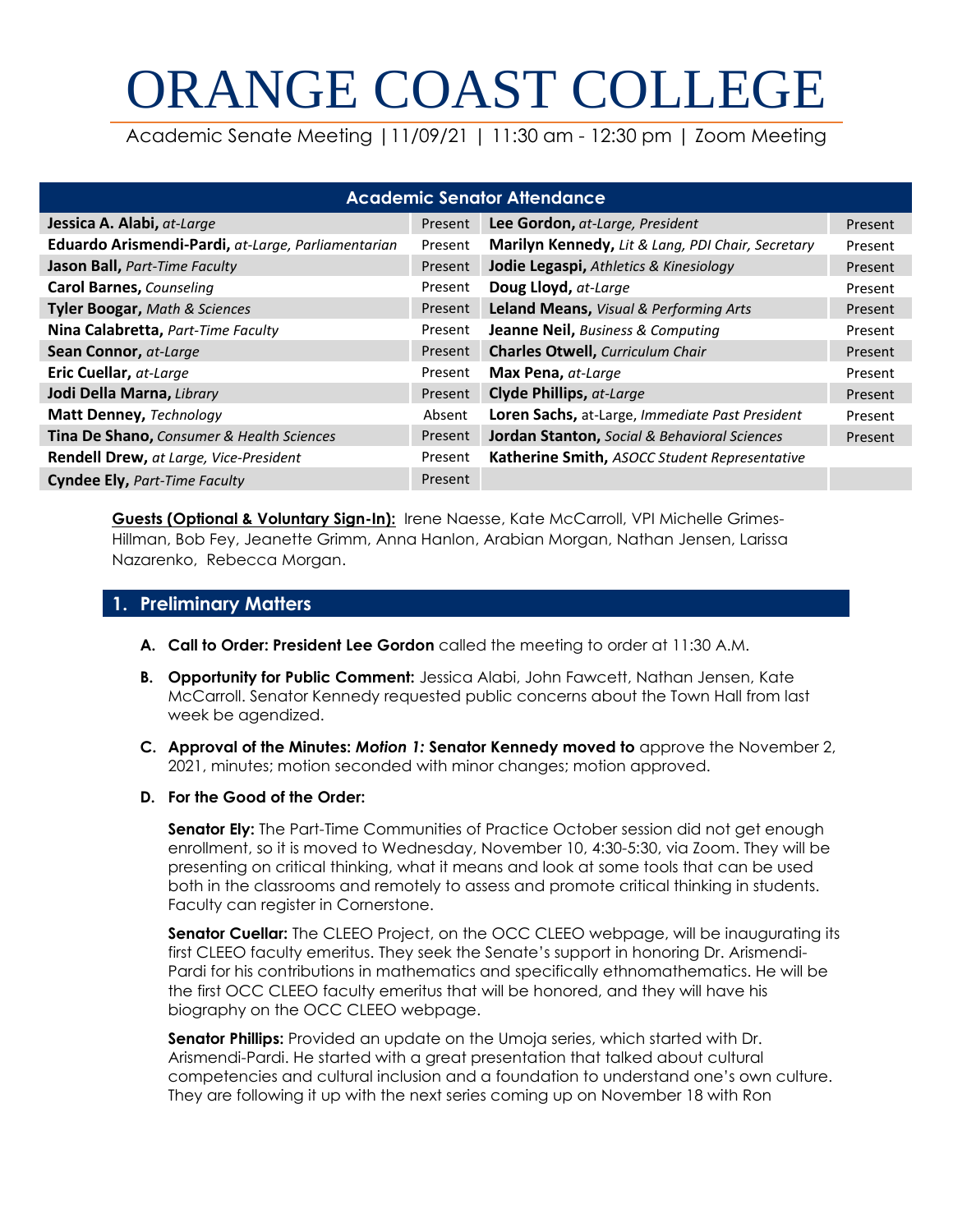# ORANGE COAST COLLEGE

Academic Senate Meeting |11/09/21 | 11:30 am - 12:30 pm | Zoom Meeting

| Academic Senator Attendance | | | |
|---|---|---|---|
| **Jessica A. Alabi,** *at-Large* | Present | **Lee Gordon,** *at-Large, President* | Present |
| **Eduardo Arismendi-Pardi,** *at-Large, Parliamentarian* | Present | **Marilyn Kennedy,** *Lit & Lang, PDI Chair, Secretary* | Present |
| **Jason Ball,** *Part-Time Faculty* | Present | **Jodie Legaspi,** *Athletics & Kinesiology* | Present |
| **Carol Barnes,** *Counseling* | Present | **Doug Lloyd,** *at-Large* | Present |
| **Tyler Boogar,** *Math & Sciences* | Present | **Leland Means,** *Visual & Performing Arts* | Present |
| **Nina Calabretta,** *Part-Time Faculty* | Present | **Jeanne Neil,** *Business & Computing* | Present |
| **Sean Connor,** *at-Large* | Present | **Charles Otwell,** *Curriculum Chair* | Present |
| **Eric Cuellar,** *at-Large* | Present | **Max Pena,** *at-Large* | Present |
| **Jodi Della Marna,** *Library* | Present | **Clyde Phillips,** *at-Large* | Present |
| **Matt Denney,** *Technology* | Absent | **Loren Sachs,** at-Large, *Immediate Past President* | Present |
| **Tina De Shano,** *Consumer & Health Sciences* | Present | **Jordan Stanton,** *Social & Behavioral Sciences* | Present |
| **Rendell Drew,** *at Large, Vice-President* | Present | **Katherine Smith,** *ASOCC Student Representative* | |
| **Cyndee Ely,** *Part-Time Faculty* | Present | | |

**Guests (Optional & Voluntary Sign-In):** Irene Naesse, Kate McCarroll, VPI Michelle Grimes-Hillman, Bob Fey, Jeanette Grimm, Anna Hanlon, Arabian Morgan, Nathan Jensen, Larissa Nazarenko, Rebecca Morgan.

## 1. Preliminary Matters

**A. Call to Order: President Lee Gordon** called the meeting to order at 11:30 A.M.

**B. Opportunity for Public Comment:** Jessica Alabi, John Fawcett, Nathan Jensen, Kate McCarroll. Senator Kennedy requested public concerns about the Town Hall from last week be agendized.

**C. Approval of the Minutes:** ***Motion 1:*** **Senator Kennedy moved to** approve the November 2, 2021, minutes; motion seconded with minor changes; motion approved.

**D. For the Good of the Order:**

**Senator Ely:** The Part-Time Communities of Practice October session did not get enough enrollment, so it is moved to Wednesday, November 10, 4:30-5:30, via Zoom. They will be presenting on critical thinking, what it means and look at some tools that can be used both in the classrooms and remotely to assess and promote critical thinking in students. Faculty can register in Cornerstone.

**Senator Cuellar:** The CLEEO Project, on the OCC CLEEO webpage, will be inaugurating its first CLEEO faculty emeritus. They seek the Senate's support in honoring Dr. Arismendi-Pardi for his contributions in mathematics and specifically ethnomathematics. He will be the first OCC CLEEO faculty emeritus that will be honored, and they will have his biography on the OCC CLEEO webpage.

**Senator Phillips:** Provided an update on the Umoja series, which started with Dr. Arismendi-Pardi. He started with a great presentation that talked about cultural competencies and cultural inclusion and a foundation to understand one's own culture. They are following it up with the next series coming up on November 18 with Ron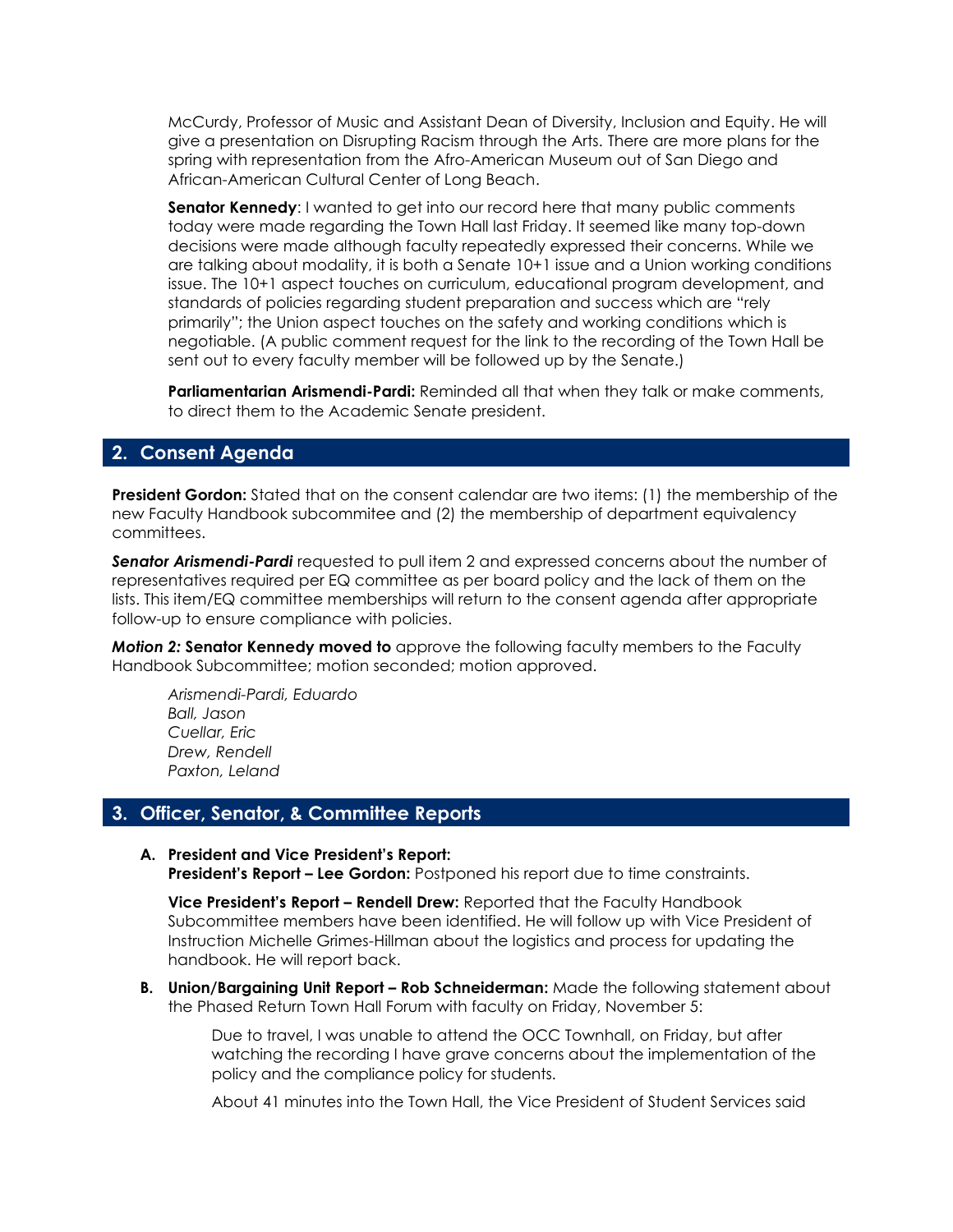McCurdy, Professor of Music and Assistant Dean of Diversity, Inclusion and Equity. He will give a presentation on Disrupting Racism through the Arts. There are more plans for the spring with representation from the Afro-American Museum out of San Diego and African-American Cultural Center of Long Beach.

**Senator Kennedy**: I wanted to get into our record here that many public comments today were made regarding the Town Hall last Friday. It seemed like many top-down decisions were made although faculty repeatedly expressed their concerns. While we are talking about modality, it is both a Senate 10+1 issue and a Union working conditions issue. The 10+1 aspect touches on curriculum, educational program development, and standards of policies regarding student preparation and success which are "rely primarily"; the Union aspect touches on the safety and working conditions which is negotiable. (A public comment request for the link to the recording of the Town Hall be sent out to every faculty member will be followed up by the Senate.)

**Parliamentarian Arismendi-Pardi:** Reminded all that when they talk or make comments, to direct them to the Academic Senate president.

## 2. Consent Agenda

**President Gordon:** Stated that on the consent calendar are two items: (1) the membership of the new Faculty Handbook subcommitee and (2) the membership of department equivalency committees.

***Senator Arismendi-Pardi*** requested to pull item 2 and expressed concerns about the number of representatives required per EQ committee as per board policy and the lack of them on the lists. This item/EQ committee memberships will return to the consent agenda after appropriate follow-up to ensure compliance with policies.

***Motion 2:*** **Senator Kennedy moved to** approve the following faculty members to the Faculty Handbook Subcommittee; motion seconded; motion approved.

*Arismendi-Pardi, Eduardo*
*Ball, Jason*
*Cuellar, Eric*
*Drew, Rendell*
*Paxton, Leland*

## 3. Officer, Senator, & Committee Reports

**A. President and Vice President's Report:**
**President's Report – Lee Gordon:** Postponed his report due to time constraints.

**Vice President's Report – Rendell Drew:** Reported that the Faculty Handbook Subcommittee members have been identified. He will follow up with Vice President of Instruction Michelle Grimes-Hillman about the logistics and process for updating the handbook. He will report back.

**B. Union/Bargaining Unit Report – Rob Schneiderman:** Made the following statement about the Phased Return Town Hall Forum with faculty on Friday, November 5:

> Due to travel, I was unable to attend the OCC Townhall, on Friday, but after watching the recording I have grave concerns about the implementation of the policy and the compliance policy for students.
>
> About 41 minutes into the Town Hall, the Vice President of Student Services said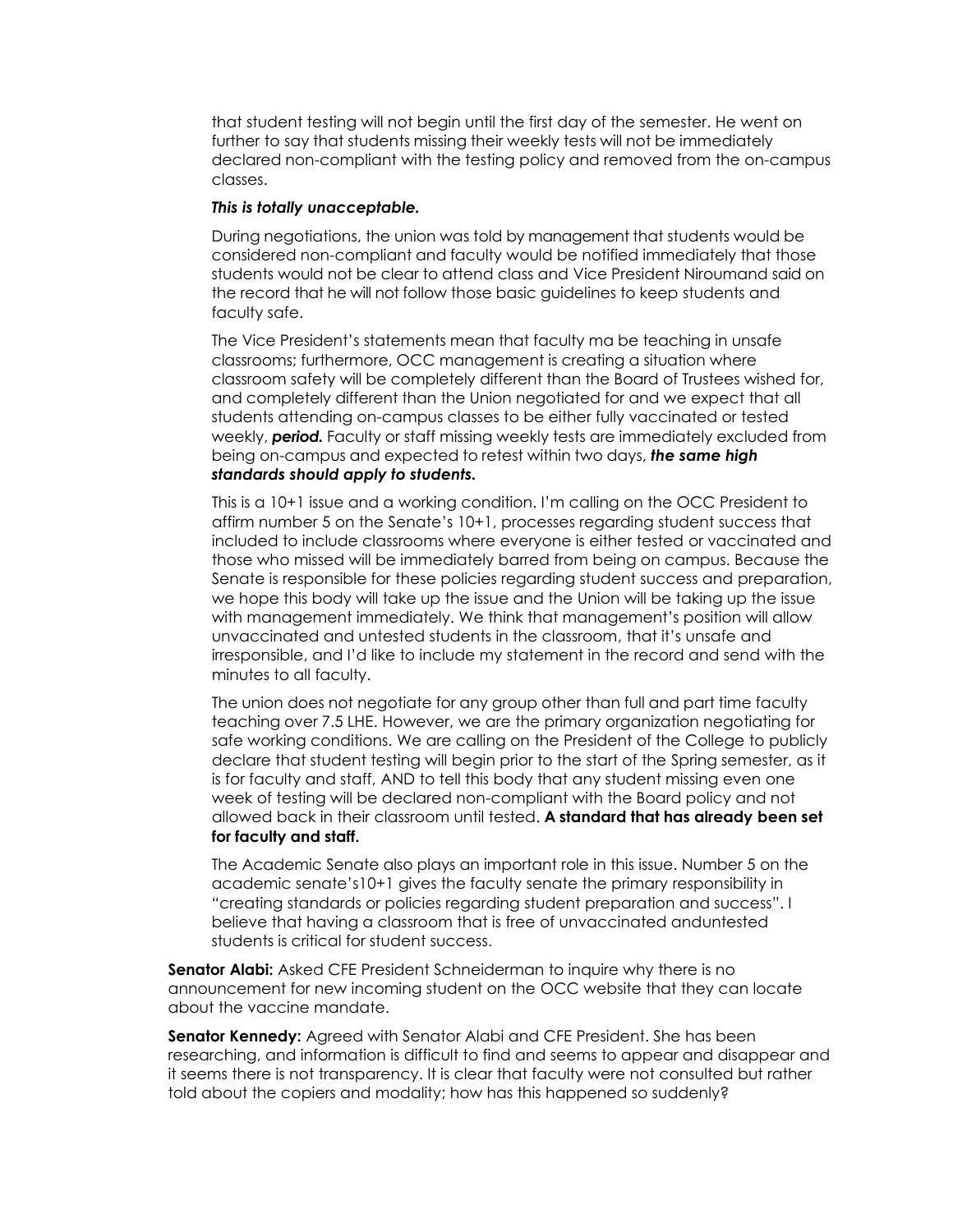that student testing will not begin until the first day of the semester. He went on further to say that students missing their weekly tests will not be immediately declared non-compliant with the testing policy and removed from the on-campus classes.

***This is totally unacceptable.***

During negotiations, the union was told by management that students would be considered non-compliant and faculty would be notified immediately that those students would not be clear to attend class and Vice President Niroumand said on the record that he will not follow those basic guidelines to keep students and faculty safe.

The Vice President's statements mean that faculty ma be teaching in unsafe classrooms; furthermore, OCC management is creating a situation where classroom safety will be completely different than the Board of Trustees wished for, and completely different than the Union negotiated for and we expect that all students attending on-campus classes to be either fully vaccinated or tested weekly, ***period.*** Faculty or staff missing weekly tests are immediately excluded from being on-campus and expected to retest within two days, ***the same high standards should apply to students.***

This is a 10+1 issue and a working condition. I'm calling on the OCC President to affirm number 5 on the Senate's 10+1, processes regarding student success that included to include classrooms where everyone is either tested or vaccinated and those who missed will be immediately barred from being on campus. Because the Senate is responsible for these policies regarding student success and preparation, we hope this body will take up the issue and the Union will be taking up the issue with management immediately. We think that management's position will allow unvaccinated and untested students in the classroom, that it's unsafe and irresponsible, and I'd like to include my statement in the record and send with the minutes to all faculty.

The union does not negotiate for any group other than full and part time faculty teaching over 7.5 LHE. However, we are the primary organization negotiating for safe working conditions. We are calling on the President of the College to publicly declare that student testing will begin prior to the start of the Spring semester, as it is for faculty and staff, AND to tell this body that any student missing even one week of testing will be declared non-compliant with the Board policy and not allowed back in their classroom until tested. **A standard that has already been set for faculty and staff.**

The Academic Senate also plays an important role in this issue. Number 5 on the academic senate's10+1 gives the faculty senate the primary responsibility in "creating standards or policies regarding student preparation and success". I believe that having a classroom that is free of unvaccinated anduntested students is critical for student success.

**Senator Alabi:** Asked CFE President Schneiderman to inquire why there is no announcement for new incoming student on the OCC website that they can locate about the vaccine mandate.

**Senator Kennedy:** Agreed with Senator Alabi and CFE President. She has been researching, and information is difficult to find and seems to appear and disappear and it seems there is not transparency. It is clear that faculty were not consulted but rather told about the copiers and modality; how has this happened so suddenly?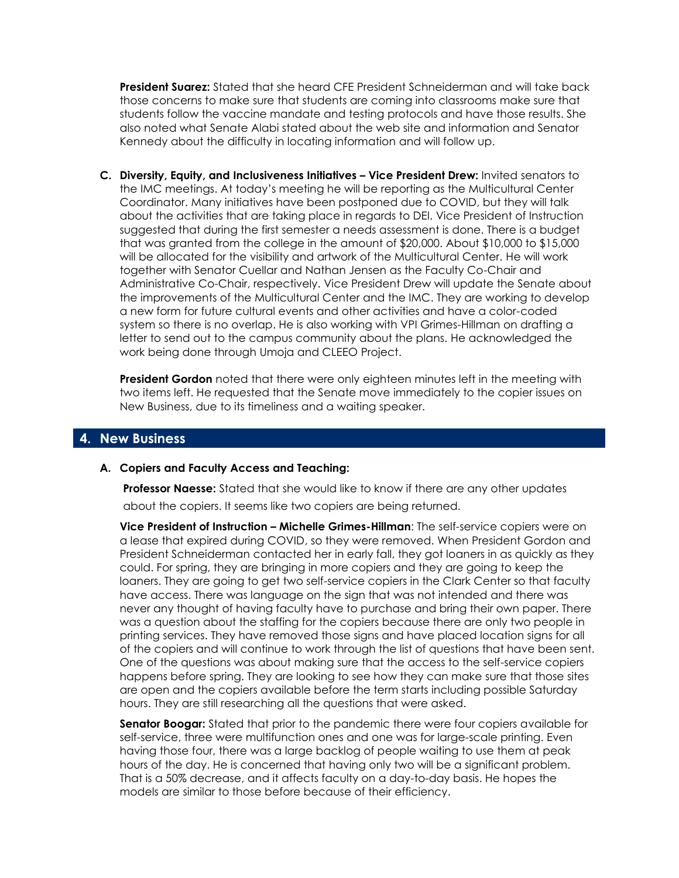**President Suarez:** Stated that she heard CFE President Schneiderman and will take back those concerns to make sure that students are coming into classrooms make sure that students follow the vaccine mandate and testing protocols and have those results. She also noted what Senate Alabi stated about the web site and information and Senator Kennedy about the difficulty in locating information and will follow up.

**C. Diversity, Equity, and Inclusiveness Initiatives – Vice President Drew:** Invited senators to the IMC meetings. At today's meeting he will be reporting as the Multicultural Center Coordinator. Many initiatives have been postponed due to COVID, but they will talk about the activities that are taking place in regards to DEI. Vice President of Instruction suggested that during the first semester a needs assessment is done. There is a budget that was granted from the college in the amount of $20,000. About $10,000 to $15,000 will be allocated for the visibility and artwork of the Multicultural Center. He will work together with Senator Cuellar and Nathan Jensen as the Faculty Co-Chair and Administrative Co-Chair, respectively. Vice President Drew will update the Senate about the improvements of the Multicultural Center and the IMC. They are working to develop a new form for future cultural events and other activities and have a color-coded system so there is no overlap. He is also working with VPI Grimes-Hillman on drafting a letter to send out to the campus community about the plans. He acknowledged the work being done through Umoja and CLEEO Project.

**President Gordon** noted that there were only eighteen minutes left in the meeting with two items left. He requested that the Senate move immediately to the copier issues on New Business, due to its timeliness and a waiting speaker.

## 4. New Business

**A. Copiers and Faculty Access and Teaching:**

**Professor Naesse:** Stated that she would like to know if there are any other updates about the copiers. It seems like two copiers are being returned.

**Vice President of Instruction – Michelle Grimes-Hillman**: The self-service copiers were on a lease that expired during COVID, so they were removed. When President Gordon and President Schneiderman contacted her in early fall, they got loaners in as quickly as they could. For spring, they are bringing in more copiers and they are going to keep the loaners. They are going to get two self-service copiers in the Clark Center so that faculty have access. There was language on the sign that was not intended and there was never any thought of having faculty have to purchase and bring their own paper. There was a question about the staffing for the copiers because there are only two people in printing services. They have removed those signs and have placed location signs for all of the copiers and will continue to work through the list of questions that have been sent. One of the questions was about making sure that the access to the self-service copiers happens before spring. They are looking to see how they can make sure that those sites are open and the copiers available before the term starts including possible Saturday hours. They are still researching all the questions that were asked.

**Senator Boogar:** Stated that prior to the pandemic there were four copiers available for self-service, three were multifunction ones and one was for large-scale printing. Even having those four, there was a large backlog of people waiting to use them at peak hours of the day. He is concerned that having only two will be a significant problem. That is a 50% decrease, and it affects faculty on a day-to-day basis. He hopes the models are similar to those before because of their efficiency.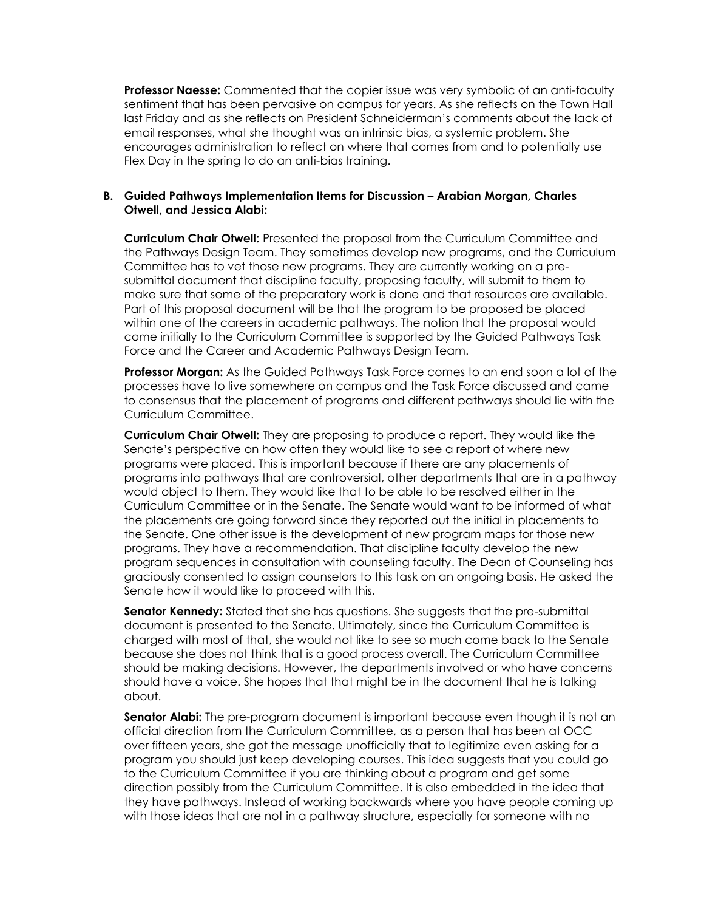**Professor Naesse:** Commented that the copier issue was very symbolic of an anti-faculty sentiment that has been pervasive on campus for years. As she reflects on the Town Hall last Friday and as she reflects on President Schneiderman's comments about the lack of email responses, what she thought was an intrinsic bias, a systemic problem. She encourages administration to reflect on where that comes from and to potentially use Flex Day in the spring to do an anti-bias training.

**B. Guided Pathways Implementation Items for Discussion – Arabian Morgan, Charles Otwell, and Jessica Alabi:**

**Curriculum Chair Otwell:** Presented the proposal from the Curriculum Committee and the Pathways Design Team. They sometimes develop new programs, and the Curriculum Committee has to vet those new programs. They are currently working on a pre-submittal document that discipline faculty, proposing faculty, will submit to them to make sure that some of the preparatory work is done and that resources are available. Part of this proposal document will be that the program to be proposed be placed within one of the careers in academic pathways. The notion that the proposal would come initially to the Curriculum Committee is supported by the Guided Pathways Task Force and the Career and Academic Pathways Design Team.

**Professor Morgan:** As the Guided Pathways Task Force comes to an end soon a lot of the processes have to live somewhere on campus and the Task Force discussed and came to consensus that the placement of programs and different pathways should lie with the Curriculum Committee.

**Curriculum Chair Otwell:** They are proposing to produce a report. They would like the Senate's perspective on how often they would like to see a report of where new programs were placed. This is important because if there are any placements of programs into pathways that are controversial, other departments that are in a pathway would object to them. They would like that to be able to be resolved either in the Curriculum Committee or in the Senate. The Senate would want to be informed of what the placements are going forward since they reported out the initial in placements to the Senate. One other issue is the development of new program maps for those new programs. They have a recommendation. That discipline faculty develop the new program sequences in consultation with counseling faculty. The Dean of Counseling has graciously consented to assign counselors to this task on an ongoing basis. He asked the Senate how it would like to proceed with this.

**Senator Kennedy:** Stated that she has questions. She suggests that the pre-submittal document is presented to the Senate. Ultimately, since the Curriculum Committee is charged with most of that, she would not like to see so much come back to the Senate because she does not think that is a good process overall. The Curriculum Committee should be making decisions. However, the departments involved or who have concerns should have a voice. She hopes that that might be in the document that he is talking about.

**Senator Alabi:** The pre-program document is important because even though it is not an official direction from the Curriculum Committee, as a person that has been at OCC over fifteen years, she got the message unofficially that to legitimize even asking for a program you should just keep developing courses. This idea suggests that you could go to the Curriculum Committee if you are thinking about a program and get some direction possibly from the Curriculum Committee. It is also embedded in the idea that they have pathways. Instead of working backwards where you have people coming up with those ideas that are not in a pathway structure, especially for someone with no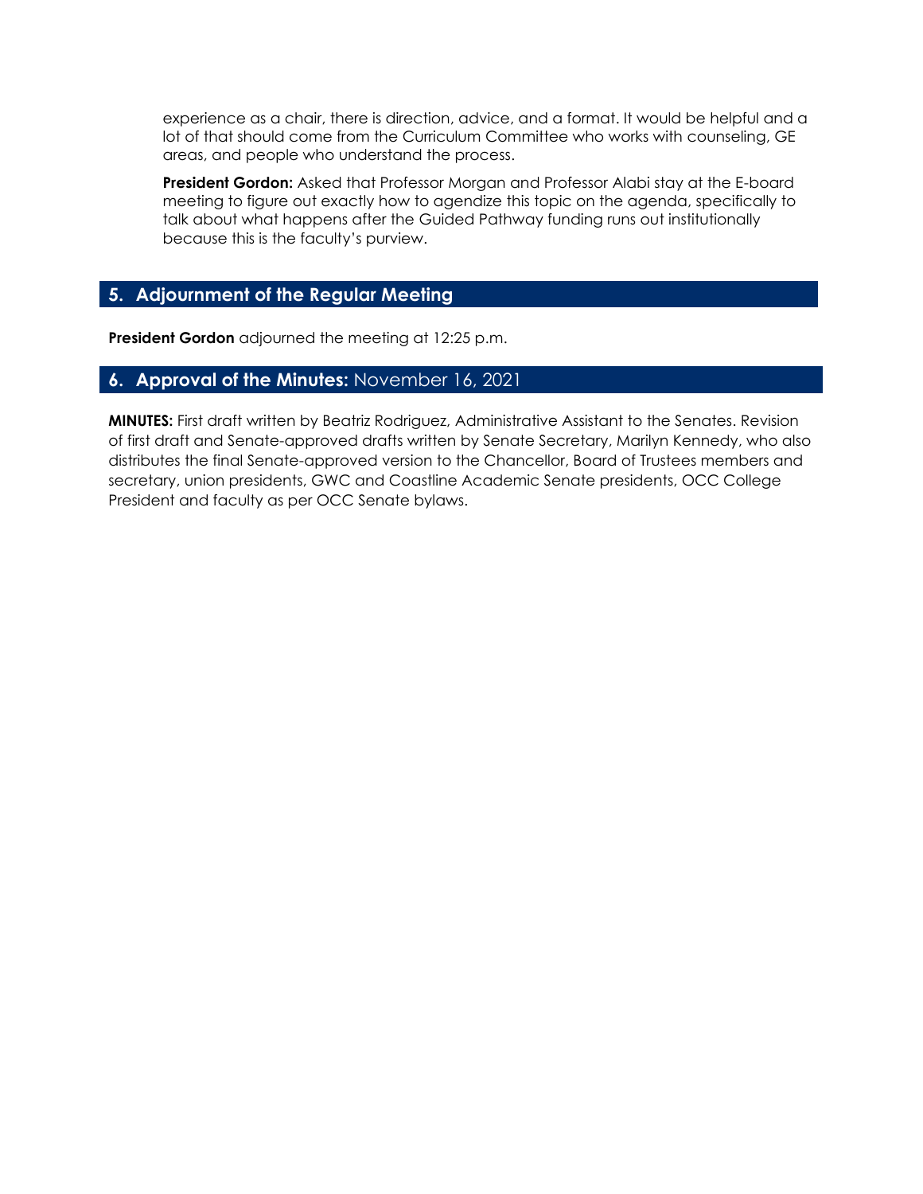experience as a chair, there is direction, advice, and a format. It would be helpful and a lot of that should come from the Curriculum Committee who works with counseling, GE areas, and people who understand the process.

**President Gordon:** Asked that Professor Morgan and Professor Alabi stay at the E-board meeting to figure out exactly how to agendize this topic on the agenda, specifically to talk about what happens after the Guided Pathway funding runs out institutionally because this is the faculty's purview.

## 5. Adjournment of the Regular Meeting

**President Gordon** adjourned the meeting at 12:25 p.m.

## 6. Approval of the Minutes: November 16, 2021

**MINUTES:** First draft written by Beatriz Rodriguez, Administrative Assistant to the Senates. Revision of first draft and Senate-approved drafts written by Senate Secretary, Marilyn Kennedy, who also distributes the final Senate-approved version to the Chancellor, Board of Trustees members and secretary, union presidents, GWC and Coastline Academic Senate presidents, OCC College President and faculty as per OCC Senate bylaws.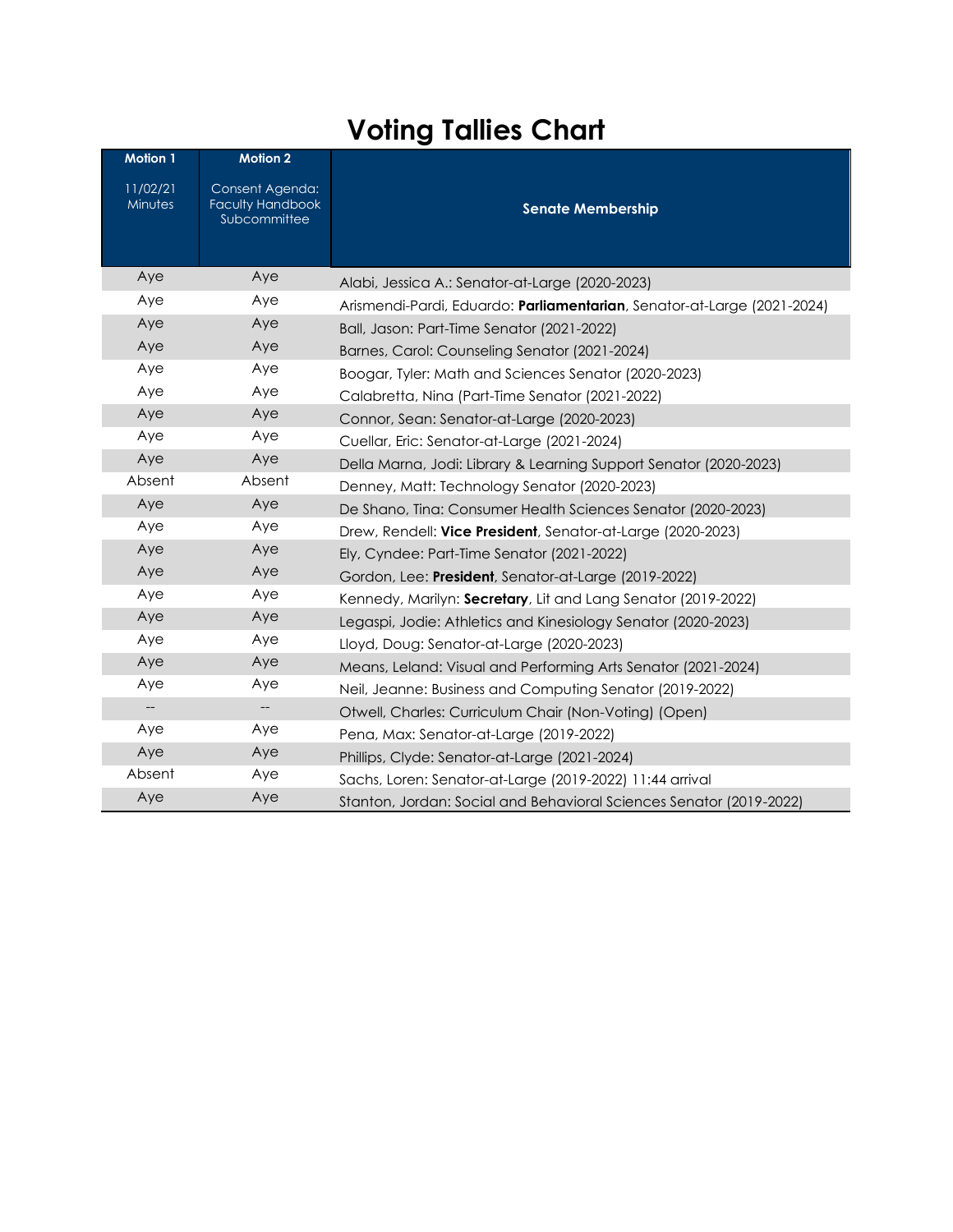# Voting Tallies Chart

| Motion 1<br>11/02/21 Minutes | Motion 2<br>Consent Agenda: Faculty Handbook Subcommittee | Senate Membership |
| --- | --- | --- |
| Aye | Aye | Alabi, Jessica A.: Senator-at-Large (2020-2023) |
| Aye | Aye | Arismendi-Pardi, Eduardo: **Parliamentarian**, Senator-at-Large (2021-2024) |
| Aye | Aye | Ball, Jason: Part-Time Senator (2021-2022) |
| Aye | Aye | Barnes, Carol: Counseling Senator (2021-2024) |
| Aye | Aye | Boogar, Tyler: Math and Sciences Senator (2020-2023) |
| Aye | Aye | Calabretta, Nina (Part-Time Senator (2021-2022) |
| Aye | Aye | Connor, Sean: Senator-at-Large (2020-2023) |
| Aye | Aye | Cuellar, Eric: Senator-at-Large (2021-2024) |
| Aye | Aye | Della Marna, Jodi: Library & Learning Support Senator (2020-2023) |
| Absent | Absent | Denney, Matt: Technology Senator (2020-2023) |
| Aye | Aye | De Shano, Tina: Consumer Health Sciences Senator (2020-2023) |
| Aye | Aye | Drew, Rendell: **Vice President**, Senator-at-Large (2020-2023) |
| Aye | Aye | Ely, Cyndee: Part-Time Senator (2021-2022) |
| Aye | Aye | Gordon, Lee: **President**, Senator-at-Large (2019-2022) |
| Aye | Aye | Kennedy, Marilyn: **Secretary**, Lit and Lang Senator (2019-2022) |
| Aye | Aye | Legaspi, Jodie: Athletics and Kinesiology Senator (2020-2023) |
| Aye | Aye | Lloyd, Doug: Senator-at-Large (2020-2023) |
| Aye | Aye | Means, Leland: Visual and Performing Arts Senator (2021-2024) |
| Aye | Aye | Neil, Jeanne: Business and Computing Senator (2019-2022) |
| -- | -- | Otwell, Charles: Curriculum Chair (Non-Voting) (Open) |
| Aye | Aye | Pena, Max: Senator-at-Large (2019-2022) |
| Aye | Aye | Phillips, Clyde: Senator-at-Large (2021-2024) |
| Absent | Aye | Sachs, Loren: Senator-at-Large (2019-2022) 11:44 arrival |
| Aye | Aye | Stanton, Jordan: Social and Behavioral Sciences Senator (2019-2022) |